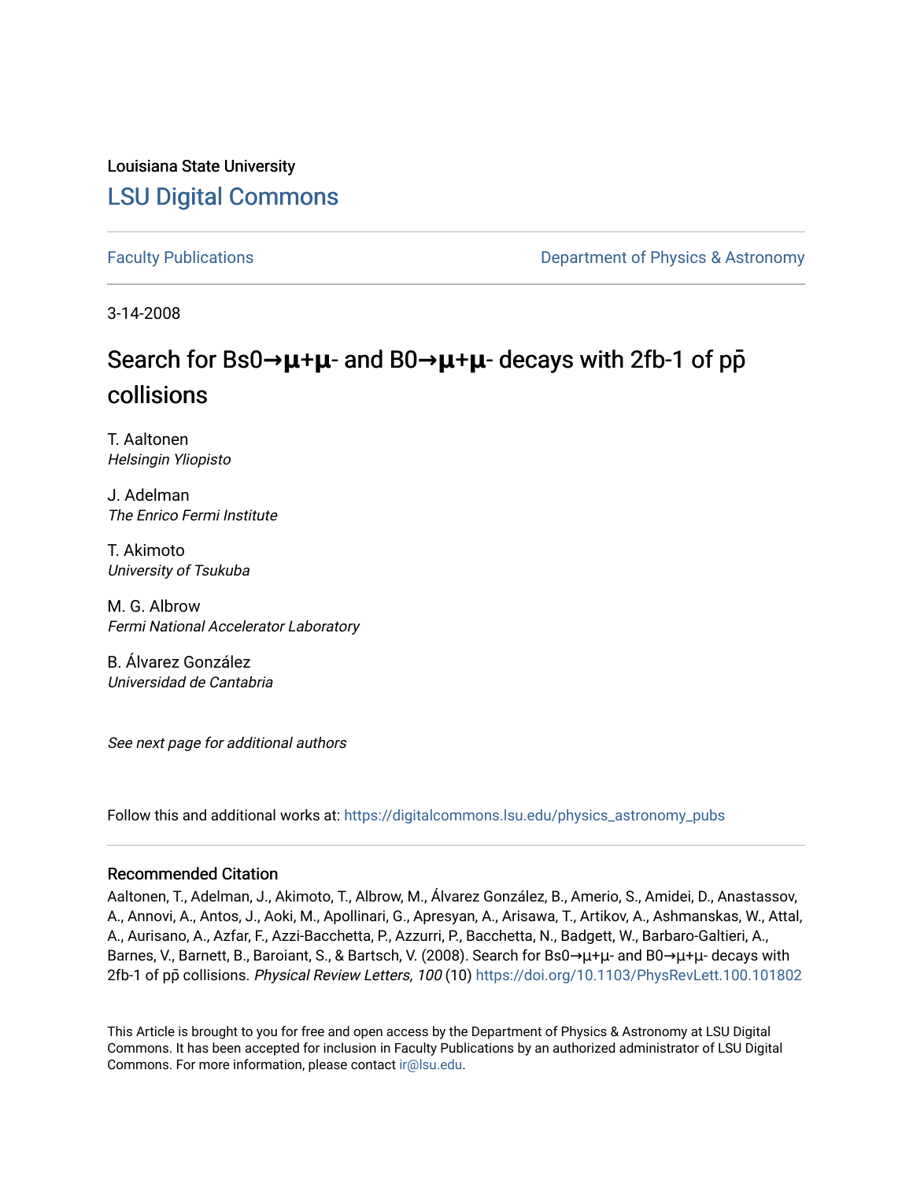Louisiana State University

# LSU Digital Commons

Faculty Publications

Department of Physics & Astronomy

3-14-2008

# Search for Bs0→μ+μ- and B0→μ+μ- decays with 2fb-1 of pp̄ collisions

T. Aaltonen
*Helsingin Yliopisto*

J. Adelman
*The Enrico Fermi Institute*

T. Akimoto
*University of Tsukuba*

M. G. Albrow
*Fermi National Accelerator Laboratory*

B. Álvarez González
*Universidad de Cantabria*

*See next page for additional authors*

Follow this and additional works at: https://digitalcommons.lsu.edu/physics_astronomy_pubs

## Recommended Citation

Aaltonen, T., Adelman, J., Akimoto, T., Albrow, M., Álvarez González, B., Amerio, S., Amidei, D., Anastassov, A., Annovi, A., Antos, J., Aoki, M., Apollinari, G., Apresyan, A., Arisawa, T., Artikov, A., Ashmanskas, W., Attal, A., Aurisano, A., Azfar, F., Azzi-Bacchetta, P., Azzurri, P., Bacchetta, N., Badgett, W., Barbaro-Galtieri, A., Barnes, V., Barnett, B., Baroiant, S., & Bartsch, V. (2008). Search for Bs0→μ+μ- and B0→μ+μ- decays with 2fb-1 of pp̄ collisions. *Physical Review Letters, 100* (10) https://doi.org/10.1103/PhysRevLett.100.101802

This Article is brought to you for free and open access by the Department of Physics & Astronomy at LSU Digital Commons. It has been accepted for inclusion in Faculty Publications by an authorized administrator of LSU Digital Commons. For more information, please contact ir@lsu.edu.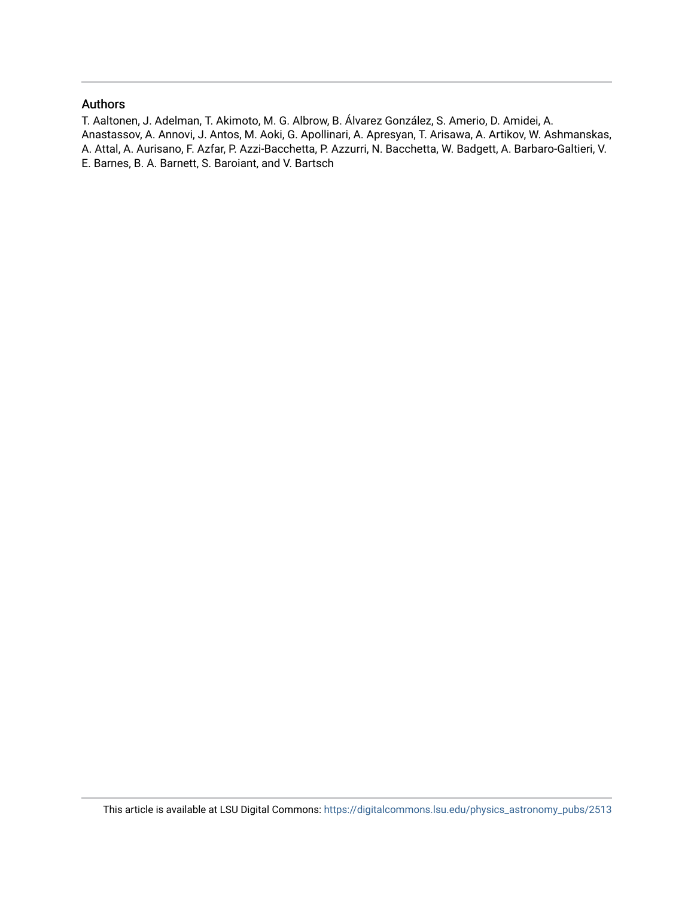## Authors

T. Aaltonen, J. Adelman, T. Akimoto, M. G. Albrow, B. Álvarez González, S. Amerio, D. Amidei, A. Anastassov, A. Annovi, J. Antos, M. Aoki, G. Apollinari, A. Apresyan, T. Arisawa, A. Artikov, W. Ashmanskas, A. Attal, A. Aurisano, F. Azfar, P. Azzi-Bacchetta, P. Azzurri, N. Bacchetta, W. Badgett, A. Barbaro-Galtieri, V. E. Barnes, B. A. Barnett, S. Baroiant, and V. Bartsch

This article is available at LSU Digital Commons: https://digitalcommons.lsu.edu/physics_astronomy_pubs/2513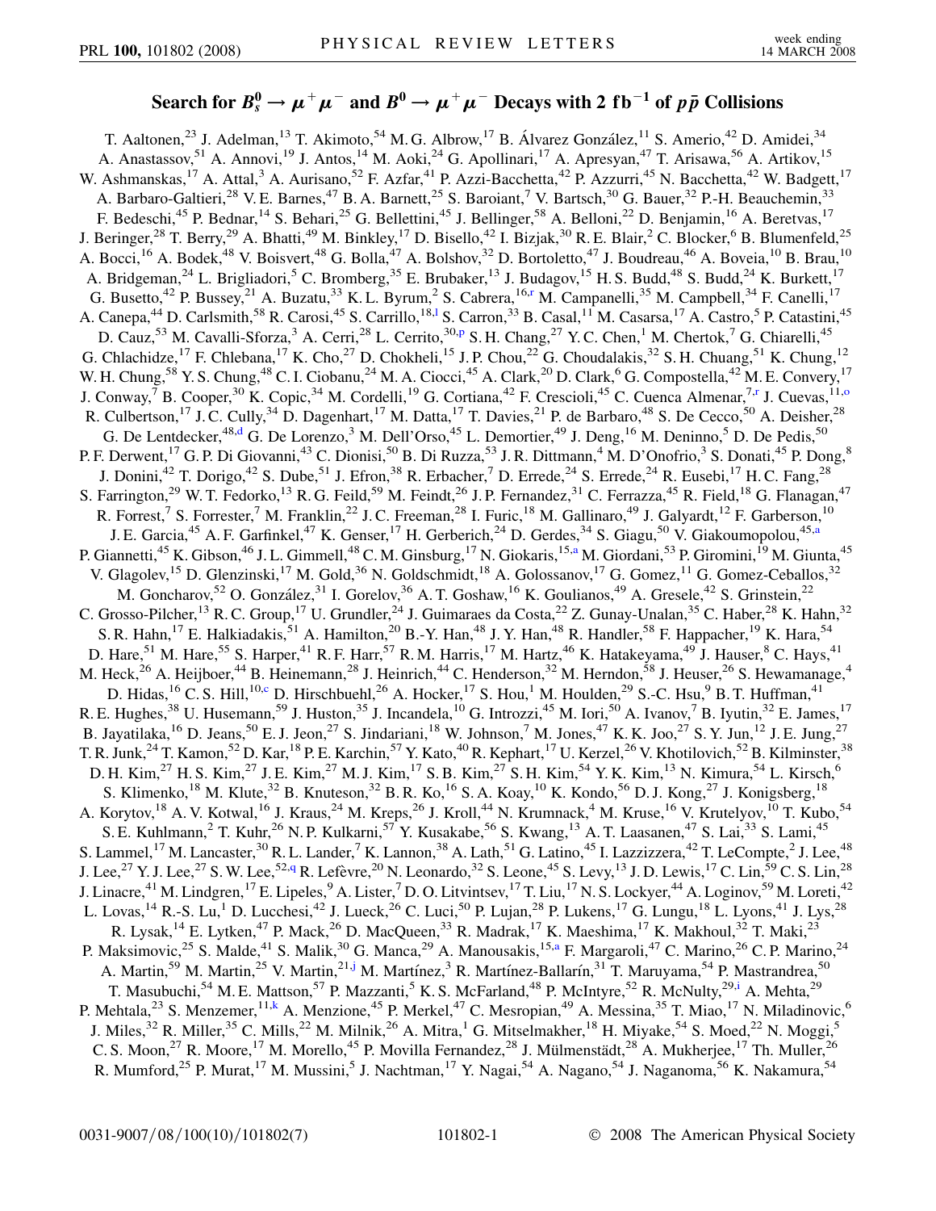# Search for $B_s^0 \to \mu^+\mu^-$ and $B^0 \to \mu^+\mu^-$ Decays with 2 fb$^{-1}$ of $p\bar{p}$ Collisions

T. Aaltonen,[23] J. Adelman,[13] T. Akimoto,[54] M. G. Albrow,[17] B. Álvarez González,[11] S. Amerio,[42] D. Amidei,[34] A. Anastassov,[51] A. Annovi,[19] J. Antos,[14] M. Aoki,[24] G. Apollinari,[17] A. Apresyan,[47] T. Arisawa,[56] A. Artikov,[15] W. Ashmanskas,[17] A. Attal,[3] A. Aurisano,[52] F. Azfar,[41] P. Azzi-Bacchetta,[42] P. Azzurri,[45] N. Bacchetta,[42] W. Badgett,[17] A. Barbaro-Galtieri,[28] V. E. Barnes,[47] B. A. Barnett,[25] S. Baroiant,[7] V. Bartsch,[30] G. Bauer,[32] P.-H. Beauchemin,[33] F. Bedeschi,[45] P. Bednar,[14] S. Behari,[25] G. Bellettini,[45] J. Bellinger,[58] A. Belloni,[22] D. Benjamin,[16] A. Beretvas,[17] J. Beringer,[28] T. Berry,[29] A. Bhatti,[49] M. Binkley,[17] D. Bisello,[42] I. Bizjak,[30] R. E. Blair,[2] C. Blocker,[6] B. Blumenfeld,[25] A. Bocci,[16] A. Bodek,[48] V. Boisvert,[48] G. Bolla,[47] A. Bolshov,[32] D. Bortoletto,[47] J. Boudreau,[46] A. Boveia,[10] B. Brau,[10] A. Bridgeman,[24] L. Brigliadori,[5] C. Bromberg,[35] E. Brubaker,[13] J. Budagov,[15] H. S. Budd,[48] S. Budd,[24] K. Burkett,[17] G. Busetto,[42] P. Bussey,[21] A. Buzatu,[33] K. L. Byrum,[2] S. Cabrera,[16,r] M. Campanelli,[35] M. Campbell,[34] F. Canelli,[17] A. Canepa,[44] D. Carlsmith,[58] R. Carosi,[45] S. Carrillo,[18,l] S. Carron,[33] B. Casal,[11] M. Casarsa,[17] A. Castro,[5] P. Catastini,[45] D. Cauz,[53] M. Cavalli-Sforza,[3] A. Cerri,[28] L. Cerrito,[30,p] S. H. Chang,[27] Y. C. Chen,[1] M. Chertok,[7] G. Chiarelli,[45] G. Chlachidze,[17] F. Chlebana,[17] K. Cho,[27] D. Chokheli,[15] J. P. Chou,[22] G. Choudalakis,[32] S. H. Chuang,[51] K. Chung,[12] W. H. Chung,[58] Y. S. Chung,[48] C. I. Ciobanu,[24] M. A. Ciocci,[45] A. Clark,[20] D. Clark,[6] G. Compostella,[42] M. E. Convery,[17] J. Conway,[7] B. Cooper,[30] K. Copic,[34] M. Cordelli,[19] G. Cortiana,[42] F. Crescioli,[45] C. Cuenca Almenar,[7,r] J. Cuevas,[11,o] R. Culbertson,[17] J. C. Cully,[34] D. Dagenhart,[17] M. Datta,[17] T. Davies,[21] P. de Barbaro,[48] S. De Cecco,[50] A. Deisher,[28] G. De Lentdecker,[48,d] G. De Lorenzo,[3] M. Dell'Orso,[45] L. Demortier,[49] J. Deng,[16] M. Deninno,[5] D. De Pedis,[50] P. F. Derwent,[17] G. P. Di Giovanni,[43] C. Dionisi,[50] B. Di Ruzza,[53] J. R. Dittmann,[4] M. D'Onofrio,[3] S. Donati,[45] P. Dong,[8] J. Donini,[42] T. Dorigo,[42] S. Dube,[51] J. Efron,[38] R. Erbacher,[7] D. Errede,[24] S. Errede,[24] R. Eusebi,[17] H. C. Fang,[28] S. Farrington,[29] W. T. Fedorko,[13] R. G. Feild,[59] M. Feindt,[26] J. P. Fernandez,[31] C. Ferrazza,[45] R. Field,[18] G. Flanagan,[47] R. Forrest,[7] S. Forrester,[7] M. Franklin,[22] J. C. Freeman,[28] I. Furic,[18] M. Gallinaro,[49] J. Galyardt,[12] F. Garberson,[10] J. E. Garcia,[45] A. F. Garfinkel,[47] K. Genser,[17] H. Gerberich,[24] D. Gerdes,[34] S. Giagu,[50] V. Giakoumopolou,[45,a] P. Giannetti,[45] K. Gibson,[46] J. L. Gimmell,[48] C. M. Ginsburg,[17] N. Giokaris,[15,a] M. Giordani,[53] P. Giromini,[19] M. Giunta,[45] V. Glagolev,[15] D. Glenzinski,[17] M. Gold,[36] N. Goldschmidt,[18] A. Golossanov,[17] G. Gomez,[11] G. Gomez-Ceballos,[32] M. Goncharov,[52] O. González,[31] I. Gorelov,[36] A. T. Goshaw,[16] K. Goulianos,[49] A. Gresele,[42] S. Grinstein,[22] C. Grosso-Pilcher,[13] R. C. Group,[17] U. Grundler,[24] J. Guimaraes da Costa,[22] Z. Gunay-Unalan,[35] C. Haber,[28] K. Hahn,[32] S. R. Hahn,[17] E. Halkiadakis,[51] A. Hamilton,[20] B.-Y. Han,[48] J. Y. Han,[48] R. Handler,[58] F. Happacher,[19] K. Hara,[54] D. Hare,[51] M. Hare,[55] S. Harper,[41] R. F. Harr,[57] R. M. Harris,[17] M. Hartz,[46] K. Hatakeyama,[49] J. Hauser,[8] C. Hays,[41] M. Heck,[26] A. Heijboer,[44] B. Heinemann,[28] J. Heinrich,[44] C. Henderson,[32] M. Herndon,[58] J. Heuser,[26] S. Hewamanage,[4] D. Hidas,[16] C. S. Hill,[10,c] D. Hirschbuehl,[26] A. Hocker,[17] S. Hou,[1] M. Houlden,[29] S.-C. Hsu,[9] B. T. Huffman,[41] R. E. Hughes,[38] U. Husemann,[59] J. Huston,[35] J. Incandela,[10] G. Introzzi,[45] M. Iori,[50] A. Ivanov,[7] B. Iyutin,[32] E. James,[17] B. Jayatilaka,[16] D. Jeans,[50] E. J. Jeon,[27] S. Jindariani,[18] W. Johnson,[7] M. Jones,[47] K. K. Joo,[27] S. Y. Jun,[12] J. E. Jung,[27] T. R. Junk,[24] T. Kamon,[52] D. Kar,[18] P. E. Karchin,[57] Y. Kato,[40] R. Kephart,[17] U. Kerzel,[26] V. Khotilovich,[52] B. Kilminster,[38] D. H. Kim,[27] H. S. Kim,[27] J. E. Kim,[27] M. J. Kim,[17] S. B. Kim,[27] S. H. Kim,[54] Y. K. Kim,[13] N. Kimura,[54] L. Kirsch,[6] S. Klimenko,[18] M. Klute,[32] B. Knuteson,[32] B. R. Ko,[16] S. A. Koay,[10] K. Kondo,[56] D. J. Kong,[27] J. Konigsberg,[18] A. Korytov,[18] A. V. Kotwal,[16] J. Kraus,[24] M. Kreps,[26] J. Kroll,[44] N. Krumnack,[4] M. Kruse,[16] V. Krutelyov,[10] T. Kubo,[54] S. E. Kuhlmann,[2] T. Kuhr,[26] N. P. Kulkarni,[57] Y. Kusakabe,[56] S. Kwang,[13] A. T. Laasanen,[47] S. Lai,[33] S. Lami,[45] S. Lammel,[17] M. Lancaster,[30] R. L. Lander,[7] K. Lannon,[38] A. Lath,[51] G. Latino,[45] I. Lazzizzera,[42] T. LeCompte,[2] J. Lee,[48] J. Lee,[27] Y. J. Lee,[27] S. W. Lee,[52,q] R. Lefèvre,[20] N. Leonardo,[32] S. Leone,[45] S. Levy,[13] J. D. Lewis,[17] C. Lin,[59] C. S. Lin,[28] J. Linacre,[41] M. Lindgren,[17] E. Lipeles,[9] A. Lister,[7] D. O. Litvintsev,[17] T. Liu,[17] N. S. Lockyer,[44] A. Loginov,[59] M. Loreti,[42] L. Lovas,[14] R.-S. Lu,[1] D. Lucchesi,[42] J. Lueck,[26] C. Luci,[50] P. Lujan,[28] P. Lukens,[17] G. Lungu,[18] L. Lyons,[41] J. Lys,[28] R. Lysak,[14] E. Lytken,[47] P. Mack,[26] D. MacQueen,[33] R. Madrak,[17] K. Maeshima,[17] K. Makhoul,[32] T. Maki,[23] P. Maksimovic,[25] S. Malde,[41] S. Malik,[30] G. Manca,[29] A. Manousakis,[15,a] F. Margaroli,[47] C. Marino,[26] C. P. Marino,[24] A. Martin,[59] M. Martin,[25] V. Martin,[21,j] M. Martínez,[3] R. Martínez-Ballarín,[31] T. Maruyama,[54] P. Mastrandrea,[50] T. Masubuchi,[54] M. E. Mattson,[57] P. Mazzanti,[5] K. S. McFarland,[48] P. McIntyre,[52] R. McNulty,[29,i] A. Mehta,[29] P. Mehtala,[23] S. Menzemer,[11,k] A. Menzione,[45] P. Merkel,[47] C. Mesropian,[49] A. Messina,[35] T. Miao,[17] N. Miladinovic,[6] J. Miles,[32] R. Miller,[35] C. Mills,[22] M. Milnik,[26] A. Mitra,[1] G. Mitselmakher,[18] H. Miyake,[54] S. Moed,[22] N. Moggi,[5] C. S. Moon,[27] R. Moore,[17] M. Morello,[45] P. Movilla Fernandez,[28] J. Mülmenstädt,[28] A. Mukherjee,[17] Th. Muller,[26] R. Mumford,[25] P. Murat,[17] M. Mussini,[5] J. Nachtman,[17] Y. Nagai,[54] A. Nagano,[54] J. Naganoma,[56] K. Nakamura,[54]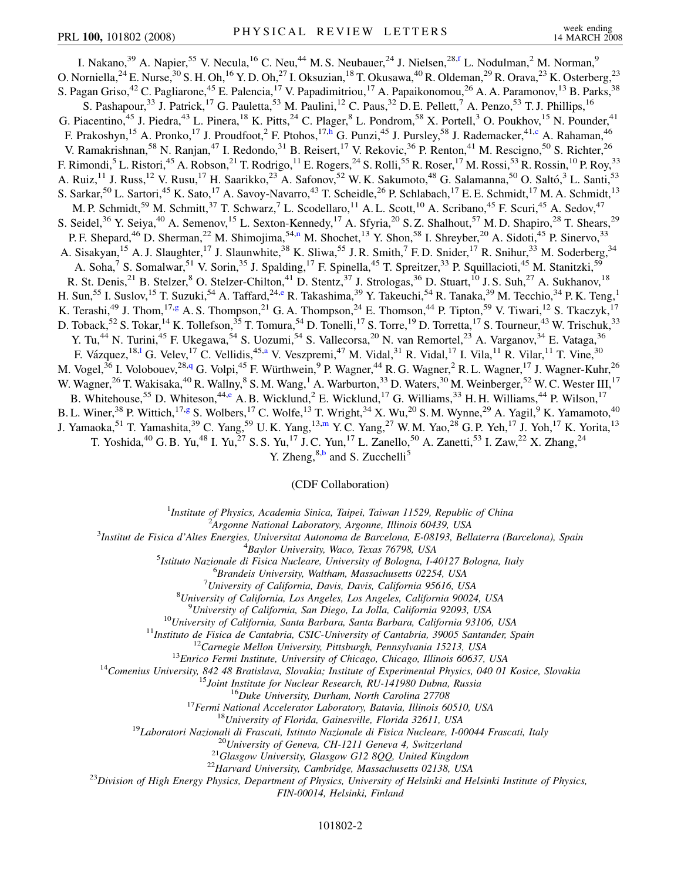I. Nakano,[39] A. Napier,[55] V. Necula,[16] C. Neu,[44] M. S. Neubauer,[24] J. Nielsen,[28,f] L. Nodulman,[2] M. Norman,[9] O. Norniella,[24] E. Nurse,[30] S. H. Oh,[16] Y. D. Oh,[27] I. Oksuzian,[18] T. Okusawa,[40] R. Oldeman,[29] R. Orava,[23] K. Osterberg,[23] S. Pagan Griso,[42] C. Pagliarone,[45] E. Palencia,[17] V. Papadimitriou,[17] A. Papaikonomou,[26] A. A. Paramonov,[13] B. Parks,[38] S. Pashapour,[33] J. Patrick,[17] G. Pauletta,[53] M. Paulini,[12] C. Paus,[32] D. E. Pellett,[7] A. Penzo,[53] T. J. Phillips,[16] G. Piacentino,[45] J. Piedra,[43] L. Pinera,[18] K. Pitts,[24] C. Plager,[8] L. Pondrom,[58] X. Portell,[3] O. Poukhov,[15] N. Pounder,[41] F. Prakoshyn,[15] A. Pronko,[17] J. Proudfoot,[2] F. Ptohos,[17,h] G. Punzi,[45] J. Pursley,[58] J. Rademacker,[41,c] A. Rahaman,[46] V. Ramakrishnan,[58] N. Ranjan,[47] I. Redondo,[31] B. Reisert,[17] V. Rekovic,[36] P. Renton,[41] M. Rescigno,[50] S. Richter,[26] F. Rimondi,[5] L. Ristori,[45] A. Robson,[21] T. Rodrigo,[11] E. Rogers,[24] S. Rolli,[55] R. Roser,[17] M. Rossi,[53] R. Rossin,[10] P. Roy,[33] A. Ruiz,[11] J. Russ,[12] V. Rusu,[17] H. Saarikko,[23] A. Safonov,[52] W. K. Sakumoto,[48] G. Salamanna,[50] O. Saltó,[3] L. Santi,[53] S. Sarkar,[50] L. Sartori,[45] K. Sato,[17] A. Savoy-Navarro,[43] T. Scheidle,[26] P. Schlabach,[17] E. E. Schmidt,[17] M. A. Schmidt,[13] M. P. Schmidt,[59] M. Schmitt,[37] T. Schwarz,[7] L. Scodellaro,[11] A. L. Scott,[10] A. Scribano,[45] F. Scuri,[45] A. Sedov,[47] S. Seidel,[36] Y. Seiya,[40] A. Semenov,[15] L. Sexton-Kennedy,[17] A. Sfyria,[20] S. Z. Shalhout,[57] M. D. Shapiro,[28] T. Shears,[29] P. F. Shepard,[46] D. Sherman,[22] M. Shimojima,[54,n] M. Shochet,[13] Y. Shon,[58] I. Shreyber,[20] A. Sidoti,[45] P. Sinervo,[33] A. Sisakyan,[15] A. J. Slaughter,[17] J. Slaunwhite,[38] K. Sliwa,[55] J. R. Smith,[7] F. D. Snider,[17] R. Snihur,[33] M. Soderberg,[34] A. Soha,[7] S. Somalwar,[51] V. Sorin,[35] J. Spalding,[17] F. Spinella,[45] T. Spreitzer,[33] P. Squillacioti,[45] M. Stanitzki,[59] R. St. Denis,[21] B. Stelzer,[8] O. Stelzer-Chilton,[41] D. Stentz,[37] J. Strologas,[36] D. Stuart,[10] J. S. Suh,[27] A. Sukhanov,[18] H. Sun,[55] I. Suslov,[15] T. Suzuki,[54] A. Taffard,[24,e] R. Takashima,[39] Y. Takeuchi,[54] R. Tanaka,[39] M. Tecchio,[34] P. K. Teng,[1] K. Terashi,[49] J. Thom,[17,g] A. S. Thompson,[21] G. A. Thompson,[24] E. Thomson,[44] P. Tipton,[59] V. Tiwari,[12] S. Tkaczyk,[17] D. Toback,[52] S. Tokar,[14] K. Tollefson,[35] T. Tomura,[54] D. Tonelli,[17] S. Torre,[19] D. Torretta,[17] S. Tourneur,[43] W. Trischuk,[33] Y. Tu,[44] N. Turini,[45] F. Ukegawa,[54] S. Uozumi,[54] S. Vallecorsa,[20] N. van Remortel,[23] A. Varganov,[34] E. Vataga,[36] F. Vázquez,[18,l] G. Velev,[17] C. Vellidis,[45,a] V. Veszpremi,[47] M. Vidal,[31] R. Vidal,[17] I. Vila,[11] R. Vilar,[11] T. Vine,[30] M. Vogel,[36] I. Volobouev,[28,q] G. Volpi,[45] F. Würthwein,[9] P. Wagner,[44] R. G. Wagner,[2] R. L. Wagner,[17] J. Wagner-Kuhr,[26] W. Wagner,[26] T. Wakisaka,[40] R. Wallny,[8] S. M. Wang,[1] A. Warburton,[33] D. Waters,[30] M. Weinberger,[52] W. C. Wester III,[17] B. Whitehouse,[55] D. Whiteson,[44,e] A. B. Wicklund,[2] E. Wicklund,[17] G. Williams,[33] H. H. Williams,[44] P. Wilson,[17] B. L. Winer,[38] P. Wittich,[17,g] S. Wolbers,[17] C. Wolfe,[13] T. Wright,[34] X. Wu,[20] S. M. Wynne,[29] A. Yagil,[9] K. Yamamoto,[40] J. Yamaoka,[51] T. Yamashita,[39] C. Yang,[59] U. K. Yang,[13,m] Y. C. Yang,[27] W. M. Yao,[28] G. P. Yeh,[17] J. Yoh,[17] K. Yorita,[13] T. Yoshida,[40] G. B. Yu,[48] I. Yu,[27] S. S. Yu,[17] J. C. Yun,[17] L. Zanello,[50] A. Zanetti,[53] I. Zaw,[22] X. Zhang,[24] Y. Zheng,[8,b] and S. Zucchelli[5]

(CDF Collaboration)

[1]*Institute of Physics, Academia Sinica, Taipei, Taiwan 11529, Republic of China*
[2]*Argonne National Laboratory, Argonne, Illinois 60439, USA*
[3]*Institut de Fisica d'Altes Energies, Universitat Autonoma de Barcelona, E-08193, Bellaterra (Barcelona), Spain*
[4]*Baylor University, Waco, Texas 76798, USA*
[5]*Istituto Nazionale di Fisica Nucleare, University of Bologna, I-40127 Bologna, Italy*
[6]*Brandeis University, Waltham, Massachusetts 02254, USA*
[7]*University of California, Davis, Davis, California 95616, USA*
[8]*University of California, Los Angeles, Los Angeles, California 90024, USA*
[9]*University of California, San Diego, La Jolla, California 92093, USA*
[10]*University of California, Santa Barbara, Santa Barbara, California 93106, USA*
[11]*Instituto de Fisica de Cantabria, CSIC-University of Cantabria, 39005 Santander, Spain*
[12]*Carnegie Mellon University, Pittsburgh, Pennsylvania 15213, USA*
[13]*Enrico Fermi Institute, University of Chicago, Chicago, Illinois 60637, USA*
[14]*Comenius University, 842 48 Bratislava, Slovakia; Institute of Experimental Physics, 040 01 Kosice, Slovakia*
[15]*Joint Institute for Nuclear Research, RU-141980 Dubna, Russia*
[16]*Duke University, Durham, North Carolina 27708*
[17]*Fermi National Accelerator Laboratory, Batavia, Illinois 60510, USA*
[18]*University of Florida, Gainesville, Florida 32611, USA*
[19]*Laboratori Nazionali di Frascati, Istituto Nazionale di Fisica Nucleare, I-00044 Frascati, Italy*
[20]*University of Geneva, CH-1211 Geneva 4, Switzerland*
[21]*Glasgow University, Glasgow G12 8QQ, United Kingdom*
[22]*Harvard University, Cambridge, Massachusetts 02138, USA*
[23]*Division of High Energy Physics, Department of Physics, University of Helsinki and Helsinki Institute of Physics, FIN-00014, Helsinki, Finland*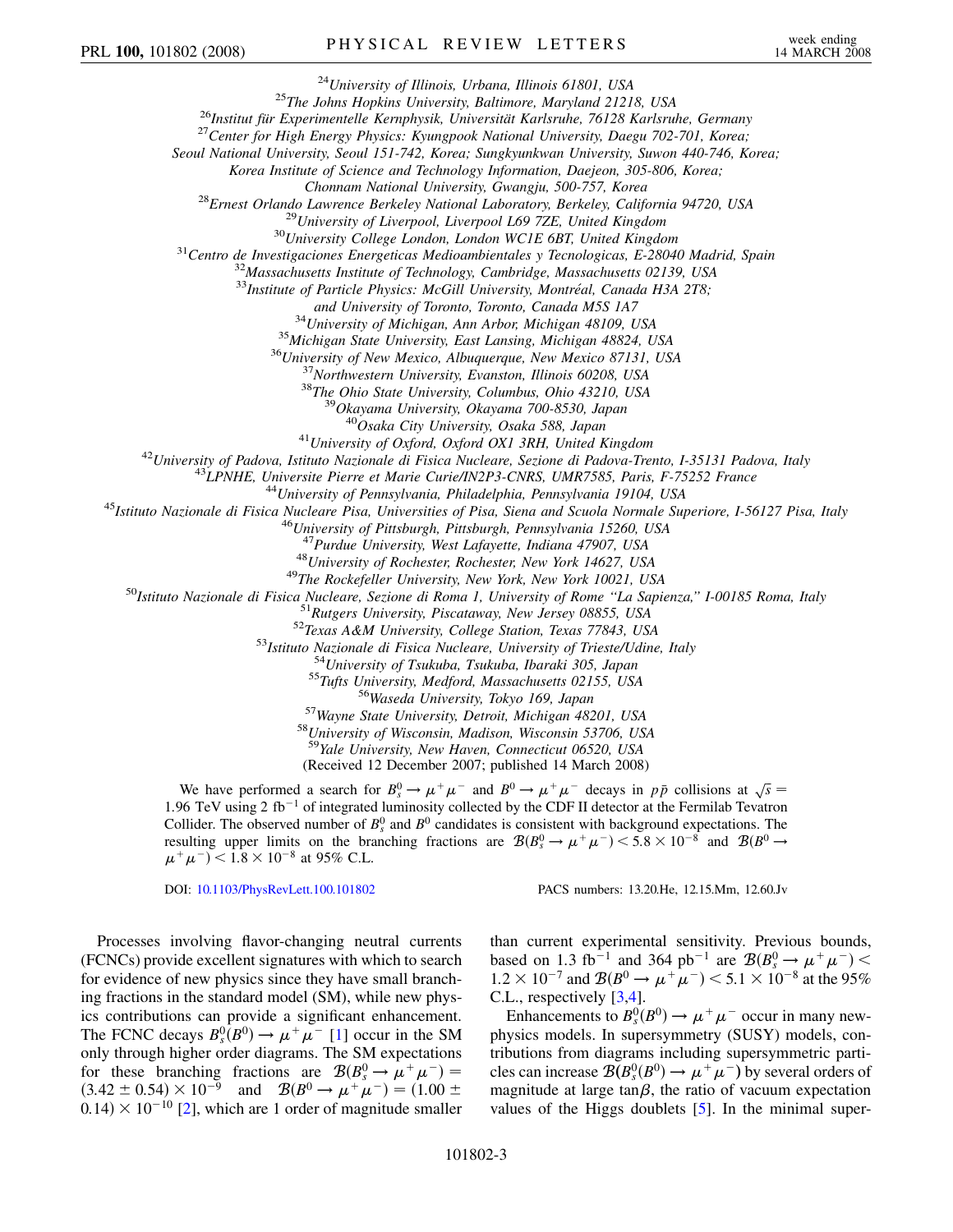[24]University of Illinois, Urbana, Illinois 61801, USA
[25]The Johns Hopkins University, Baltimore, Maryland 21218, USA
[26]Institut für Experimentelle Kernphysik, Universität Karlsruhe, 76128 Karlsruhe, Germany
[27]Center for High Energy Physics: Kyungpook National University, Daegu 702-701, Korea;
Seoul National University, Seoul 151-742, Korea; Sungkyunkwan University, Suwon 440-746, Korea;
Korea Institute of Science and Technology Information, Daejeon, 305-806, Korea;
Chonnam National University, Gwangju, 500-757, Korea
[28]Ernest Orlando Lawrence Berkeley National Laboratory, Berkeley, California 94720, USA
[29]University of Liverpool, Liverpool L69 7ZE, United Kingdom
[30]University College London, London WC1E 6BT, United Kingdom
[31]Centro de Investigaciones Energeticas Medioambientales y Tecnologicas, E-28040 Madrid, Spain
[32]Massachusetts Institute of Technology, Cambridge, Massachusetts 02139, USA
[33]Institute of Particle Physics: McGill University, Montréal, Canada H3A 2T8;
and University of Toronto, Toronto, Canada M5S 1A7
[34]University of Michigan, Ann Arbor, Michigan 48109, USA
[35]Michigan State University, East Lansing, Michigan 48824, USA
[36]University of New Mexico, Albuquerque, New Mexico 87131, USA
[37]Northwestern University, Evanston, Illinois 60208, USA
[38]The Ohio State University, Columbus, Ohio 43210, USA
[39]Okayama University, Okayama 700-8530, Japan
[40]Osaka City University, Osaka 588, Japan
[41]University of Oxford, Oxford OX1 3RH, United Kingdom
[42]University of Padova, Istituto Nazionale di Fisica Nucleare, Sezione di Padova-Trento, I-35131 Padova, Italy
[43]LPNHE, Universite Pierre et Marie Curie/IN2P3-CNRS, UMR7585, Paris, F-75252 France
[44]University of Pennsylvania, Philadelphia, Pennsylvania 19104, USA
[45]Istituto Nazionale di Fisica Nucleare Pisa, Universities of Pisa, Siena and Scuola Normale Superiore, I-56127 Pisa, Italy
[46]University of Pittsburgh, Pittsburgh, Pennsylvania 15260, USA
[47]Purdue University, West Lafayette, Indiana 47907, USA
[48]University of Rochester, Rochester, New York 14627, USA
[49]The Rockefeller University, New York, New York 10021, USA
[50]Istituto Nazionale di Fisica Nucleare, Sezione di Roma 1, University of Rome "La Sapienza," I-00185 Roma, Italy
[51]Rutgers University, Piscataway, New Jersey 08855, USA
[52]Texas A&M University, College Station, Texas 77843, USA
[53]Istituto Nazionale di Fisica Nucleare, University of Trieste/Udine, Italy
[54]University of Tsukuba, Tsukuba, Ibaraki 305, Japan
[55]Tufts University, Medford, Massachusetts 02155, USA
[56]Waseda University, Tokyo 169, Japan
[57]Wayne State University, Detroit, Michigan 48201, USA
[58]University of Wisconsin, Madison, Wisconsin 53706, USA
[59]Yale University, New Haven, Connecticut 06520, USA
(Received 12 December 2007; published 14 March 2008)

We have performed a search for $B_s^0 \to \mu^+\mu^-$ and $B^0 \to \mu^+\mu^-$ decays in $p\bar{p}$ collisions at $\sqrt{s} = 1.96$ TeV using 2 $\text{fb}^{-1}$ of integrated luminosity collected by the CDF II detector at the Fermilab Tevatron Collider. The observed number of $B_s^0$ and $B^0$ candidates is consistent with background expectations. The resulting upper limits on the branching fractions are $\mathcal{B}(B_s^0 \to \mu^+\mu^-) < 5.8 \times 10^{-8}$ and $\mathcal{B}(B^0 \to \mu^+\mu^-) < 1.8 \times 10^{-8}$ at 95% C.L.

DOI: 10.1103/PhysRevLett.100.101802 PACS numbers: 13.20.He, 12.15.Mm, 12.60.Jv

Processes involving flavor-changing neutral currents (FCNCs) provide excellent signatures with which to search for evidence of new physics since they have small branching fractions in the standard model (SM), while new physics contributions can provide a significant enhancement. The FCNC decays $B_s^0(B^0) \to \mu^+\mu^-$ [1] occur in the SM only through higher order diagrams. The SM expectations for these branching fractions are $\mathcal{B}(B_s^0 \to \mu^+\mu^-) = (3.42 \pm 0.54) \times 10^{-9}$ and $\mathcal{B}(B^0 \to \mu^+\mu^-) = (1.00 \pm 0.14) \times 10^{-10}$ [2], which are 1 order of magnitude smaller than current experimental sensitivity. Previous bounds, based on 1.3 $\text{fb}^{-1}$ and 364 $\text{pb}^{-1}$ are $\mathcal{B}(B_s^0 \to \mu^+\mu^-) < 1.2 \times 10^{-7}$ and $\mathcal{B}(B^0 \to \mu^+\mu^-) < 5.1 \times 10^{-8}$ at the 95% C.L., respectively [3,4].

Enhancements to $B_s^0(B^0) \to \mu^+\mu^-$ occur in many new-physics models. In supersymmetry (SUSY) models, contributions from diagrams including supersymmetric particles can increase $\mathcal{B}(B_s^0(B^0) \to \mu^+\mu^-)$ by several orders of magnitude at large $\tan\beta$, the ratio of vacuum expectation values of the Higgs doublets [5]. In the minimal super-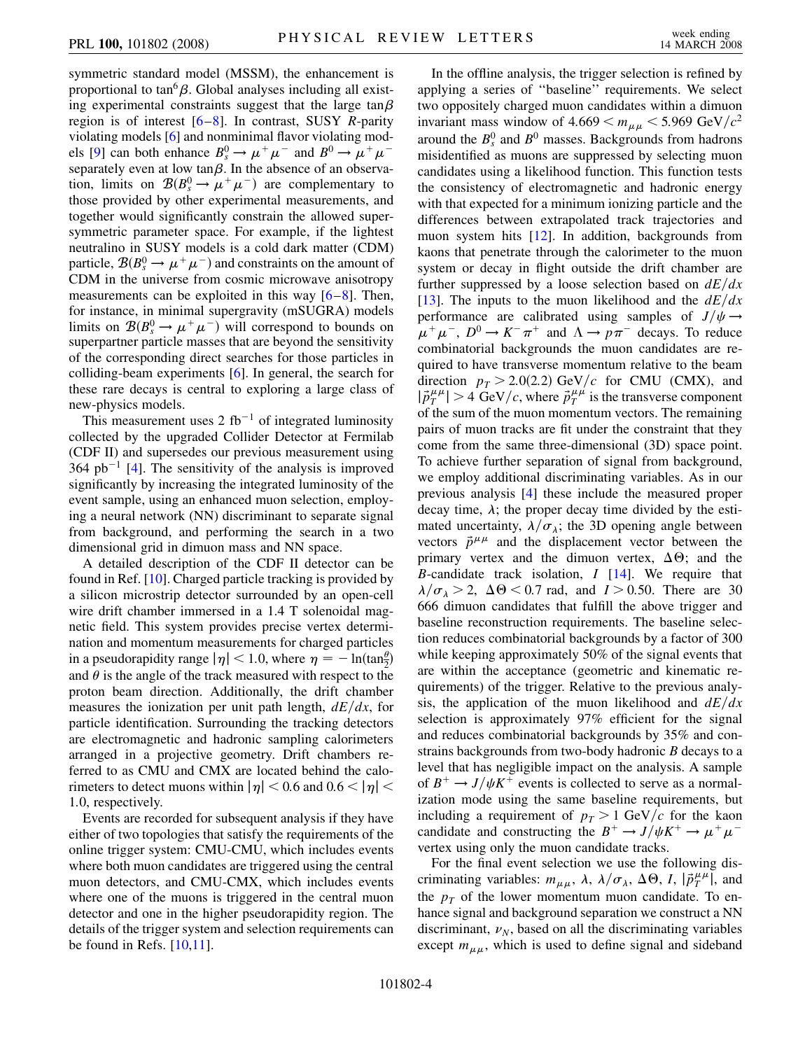symmetric standard model (MSSM), the enhancement is proportional to $\tan^6\beta$. Global analyses including all existing experimental constraints suggest that the large $\tan\beta$ region is of interest [6–8]. In contrast, SUSY $R$-parity violating models [6] and nonminimal flavor violating models [9] can both enhance $B_s^0 \rightarrow \mu^+\mu^-$ and $B^0 \rightarrow \mu^+\mu^-$ separately even at low $\tan\beta$. In the absence of an observation, limits on $\mathcal{B}(B_s^0 \rightarrow \mu^+\mu^-)$ are complementary to those provided by other experimental measurements, and together would significantly constrain the allowed supersymmetric parameter space. For example, if the lightest neutralino in SUSY models is a cold dark matter (CDM) particle, $\mathcal{B}(B_s^0 \rightarrow \mu^+\mu^-)$ and constraints on the amount of CDM in the universe from cosmic microwave anisotropy measurements can be exploited in this way [6–8]. Then, for instance, in minimal supergravity (mSUGRA) models limits on $\mathcal{B}(B_s^0 \rightarrow \mu^+\mu^-)$ will correspond to bounds on superpartner particle masses that are beyond the sensitivity of the corresponding direct searches for those particles in colliding-beam experiments [6]. In general, the search for these rare decays is central to exploring a large class of new-physics models.

This measurement uses 2 fb$^{-1}$ of integrated luminosity collected by the upgraded Collider Detector at Fermilab (CDF II) and supersedes our previous measurement using 364 pb$^{-1}$ [4]. The sensitivity of the analysis is improved significantly by increasing the integrated luminosity of the event sample, using an enhanced muon selection, employing a neural network (NN) discriminant to separate signal from background, and performing the search in a two dimensional grid in dimuon mass and NN space.

A detailed description of the CDF II detector can be found in Ref. [10]. Charged particle tracking is provided by a silicon microstrip detector surrounded by an open-cell wire drift chamber immersed in a 1.4 T solenoidal magnetic field. This system provides precise vertex determination and momentum measurements for charged particles in a pseudorapidity range $|\eta| < 1.0$, where $\eta = -\ln(\tan\frac{\theta}{2})$ and $\theta$ is the angle of the track measured with respect to the proton beam direction. Additionally, the drift chamber measures the ionization per unit path length, $dE/dx$, for particle identification. Surrounding the tracking detectors are electromagnetic and hadronic sampling calorimeters arranged in a projective geometry. Drift chambers referred to as CMU and CMX are located behind the calorimeters to detect muons within $|\eta| < 0.6$ and $0.6 < |\eta| < 1.0$, respectively.

Events are recorded for subsequent analysis if they have either of two topologies that satisfy the requirements of the online trigger system: CMU-CMU, which includes events where both muon candidates are triggered using the central muon detectors, and CMU-CMX, which includes events where one of the muons is triggered in the central muon detector and one in the higher pseudorapidity region. The details of the trigger system and selection requirements can be found in Refs. [10,11].

In the offline analysis, the trigger selection is refined by applying a series of "baseline" requirements. We select two oppositely charged muon candidates within a dimuon invariant mass window of $4.669 < m_{\mu\mu} < 5.969$ GeV/$c^2$ around the $B_s^0$ and $B^0$ masses. Backgrounds from hadrons misidentified as muons are suppressed by selecting muon candidates using a likelihood function. This function tests the consistency of electromagnetic and hadronic energy with that expected for a minimum ionizing particle and the differences between extrapolated track trajectories and muon system hits [12]. In addition, backgrounds from kaons that penetrate through the calorimeter to the muon system or decay in flight outside the drift chamber are further suppressed by a loose selection based on $dE/dx$ [13]. The inputs to the muon likelihood and the $dE/dx$ performance are calibrated using samples of $J/\psi \rightarrow \mu^+\mu^-$, $D^0 \rightarrow K^-\pi^+$ and $\Lambda \rightarrow p\pi^-$ decays. To reduce combinatorial backgrounds the muon candidates are required to have transverse momentum relative to the beam direction $p_T > 2.0(2.2)$ GeV/$c$ for CMU (CMX), and $|\vec{p}_T^{\,\mu\mu}| > 4$ GeV/$c$, where $\vec{p}_T^{\,\mu\mu}$ is the transverse component of the sum of the muon momentum vectors. The remaining pairs of muon tracks are fit under the constraint that they come from the same three-dimensional (3D) space point. To achieve further separation of signal from background, we employ additional discriminating variables. As in our previous analysis [4] these include the measured proper decay time, $\lambda$; the proper decay time divided by the estimated uncertainty, $\lambda/\sigma_\lambda$; the 3D opening angle between vectors $\vec{p}^{\,\mu\mu}$ and the displacement vector between the primary vertex and the dimuon vertex, $\Delta\Theta$; and the $B$-candidate track isolation, $I$ [14]. We require that $\lambda/\sigma_\lambda > 2$, $\Delta\Theta < 0.7$ rad, and $I > 0.50$. There are 30 666 dimuon candidates that fulfill the above trigger and baseline reconstruction requirements. The baseline selection reduces combinatorial backgrounds by a factor of 300 while keeping approximately 50% of the signal events that are within the acceptance (geometric and kinematic requirements) of the trigger. Relative to the previous analysis, the application of the muon likelihood and $dE/dx$ selection is approximately 97% efficient for the signal and reduces combinatorial backgrounds by 35% and constrains backgrounds from two-body hadronic $B$ decays to a level that has negligible impact on the analysis. A sample of $B^+ \rightarrow J/\psi K^+$ events is collected to serve as a normalization mode using the same baseline requirements, but including a requirement of $p_T > 1$ GeV/$c$ for the kaon candidate and constructing the $B^+ \rightarrow J/\psi K^+ \rightarrow \mu^+\mu^-$ vertex using only the muon candidate tracks.

For the final event selection we use the following discriminating variables: $m_{\mu\mu}$, $\lambda$, $\lambda/\sigma_\lambda$, $\Delta\Theta$, $I$, $|\vec{p}_T^{\,\mu\mu}|$, and the $p_T$ of the lower momentum muon candidate. To enhance signal and background separation we construct a NN discriminant, $\nu_N$, based on all the discriminating variables except $m_{\mu\mu}$, which is used to define signal and sideband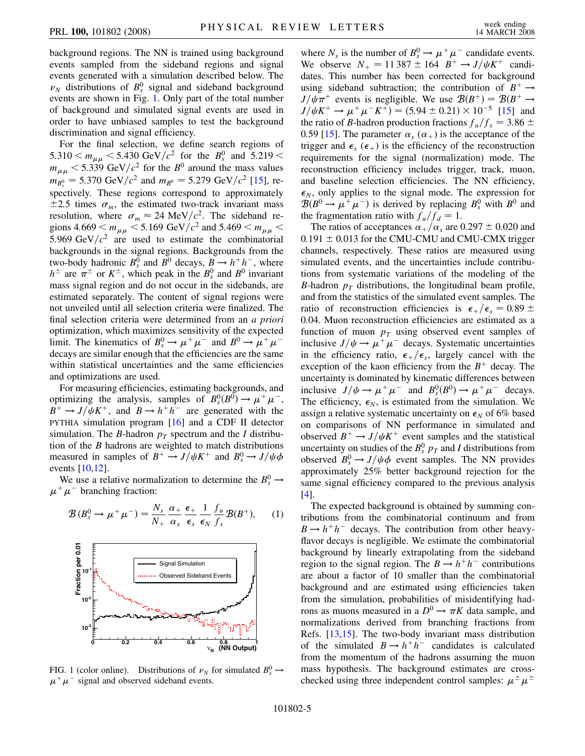background regions. The NN is trained using background events sampled from the sideband regions and signal events generated with a simulation described below. The $\nu_N$ distributions of $B_s^0$ signal and sideband background events are shown in Fig. 1. Only part of the total number of background and simulated signal events are used in order to have unbiased samples to test the background discrimination and signal efficiency.

For the final selection, we define search regions of $5.310 < m_{\mu\mu} < 5.430$ GeV/$c^2$ for the $B_s^0$ and $5.219 < m_{\mu\mu} < 5.339$ GeV/$c^2$ for the $B^0$ around the mass values $m_{B_s^0} = 5.370$ GeV/$c^2$ and $m_{B^0} = 5.279$ GeV/$c^2$ [15], respectively. These regions correspond to approximately $\pm 2.5$ times $\sigma_m$, the estimated two-track invariant mass resolution, where $\sigma_m \approx 24$ MeV/$c^2$. The sideband regions $4.669 < m_{\mu\mu} < 5.169$ GeV/$c^2$ and $5.469 < m_{\mu\mu} < 5.969$ GeV/$c^2$ are used to estimate the combinatorial backgrounds in the signal regions. Backgrounds from the two-body hadronic $B_s^0$ and $B^0$ decays, $B \to h^+h^-$, where $h^\pm$ are $\pi^\pm$ or $K^\pm$, which peak in the $B_s^0$ and $B^0$ invariant mass signal region and do not occur in the sidebands, are estimated separately. The content of signal regions were not unveiled until all selection criteria were finalized. The final selection criteria were determined from an *a priori* optimization, which maximizes sensitivity of the expected limit. The kinematics of $B_s^0 \to \mu^+\mu^-$ and $B^0 \to \mu^+\mu^-$ decays are similar enough that the efficiencies are the same within statistical uncertainties and the same efficiencies and optimizations are used.

For measuring efficiencies, estimating backgrounds, and optimizing the analysis, samples of $B_s^0(B^0) \to \mu^+\mu^-$, $B^+ \to J/\psi K^+$, and $B \to h^+h^-$ are generated with the PYTHIA simulation program [16] and a CDF II detector simulation. The $B$-hadron $p_T$ spectrum and the $I$ distribution of the $B$ hadrons are weighted to match distributions measured in samples of $B^+ \to J/\psi K^+$ and $B_s^0 \to J/\psi \phi$ events [10,12].

We use a relative normalization to determine the $B_s^0 \to \mu^+\mu^-$ branching fraction:

$$\mathcal{B}(B_s^0 \to \mu^+\mu^-) = \frac{N_s}{N_+} \frac{\alpha_+}{\alpha_s} \frac{\epsilon_+}{\epsilon_s} \frac{1}{\epsilon_N} \frac{f_u}{f_s} \mathcal{B}(B^+), \qquad (1)$$

FIG. 1 (color online). Distributions of $\nu_N$ for simulated $B_s^0 \to \mu^+\mu^-$ signal and observed sideband events.

where $N_s$ is the number of $B_s^0 \to \mu^+\mu^-$ candidate events. We observe $N_+ = 11\,387 \pm 164$ $B^+ \to J/\psi K^+$ candidates. This number has been corrected for background using sideband subtraction; the contribution of $B^+ \to J/\psi \pi^+$ events is negligible. We use $\mathcal{B}(B^+) = \mathcal{B}(B^+ \to J/\psi K^+ \to \mu^+\mu^- K^+) = (5.94 \pm 0.21) \times 10^{-5}$ [15] and the ratio of $B$-hadron production fractions $f_u/f_s = 3.86 \pm 0.59$ [15]. The parameter $\alpha_s$ ($\alpha_+$) is the acceptance of the trigger and $\epsilon_s$ ($\epsilon_+$) is the efficiency of the reconstruction requirements for the signal (normalization) mode. The reconstruction efficiency includes trigger, track, muon, and baseline selection efficiencies. The NN efficiency, $\epsilon_N$, only applies to the signal mode. The expression for $\mathcal{B}(B^0 \to \mu^+\mu^-)$ is derived by replacing $B_s^0$ with $B^0$ and the fragmentation ratio with $f_u/f_d = 1$.

The ratios of acceptances $\alpha_+/\alpha_s$ are $0.297 \pm 0.020$ and $0.191 \pm 0.013$ for the CMU-CMU and CMU-CMX trigger channels, respectively. These ratios are measured using simulated events, and the uncertainties include contributions from systematic variations of the modeling of the $B$-hadron $p_T$ distributions, the longitudinal beam profile, and from the statistics of the simulated event samples. The ratio of reconstruction efficiencies is $\epsilon_+/\epsilon_s = 0.89 \pm 0.04$. Muon reconstruction efficiencies are estimated as a function of muon $p_T$ using observed event samples of inclusive $J/\psi \to \mu^+\mu^-$ decays. Systematic uncertainties in the efficiency ratio, $\epsilon_+/\epsilon_s$, largely cancel with the exception of the kaon efficiency from the $B^+$ decay. The uncertainty is dominated by kinematic differences between inclusive $J/\psi \to \mu^+\mu^-$ and $B_s^0(B^0) \to \mu^+\mu^-$ decays. The efficiency, $\epsilon_N$, is estimated from the simulation. We assign a relative systematic uncertainty on $\epsilon_N$ of 6% based on comparisons of NN performance in simulated and observed $B^+ \to J/\psi K^+$ event samples and the statistical uncertainty on studies of the $B_s^0$ $p_T$ and $I$ distributions from observed $B_s^0 \to J/\psi \phi$ event samples. The NN provides approximately 25% better background rejection for the same signal efficiency compared to the previous analysis [4].

The expected background is obtained by summing contributions from the combinatorial continuum and from $B \to h^+h^-$ decays. The contribution from other heavy-flavor decays is negligible. We estimate the combinatorial background by linearly extrapolating from the sideband region to the signal region. The $B \to h^+h^-$ contributions are about a factor of 10 smaller than the combinatorial background and are estimated using efficiencies taken from the simulation, probabilities of misidentifying hadrons as muons measured in a $D^0 \to \pi K$ data sample, and normalizations derived from branching fractions from Refs. [13,15]. The two-body invariant mass distribution of the simulated $B \to h^+h^-$ candidates is calculated from the momentum of the hadrons assuming the muon mass hypothesis. The background estimates are cross-checked using three independent control samples: $\mu^\pm\mu^\pm$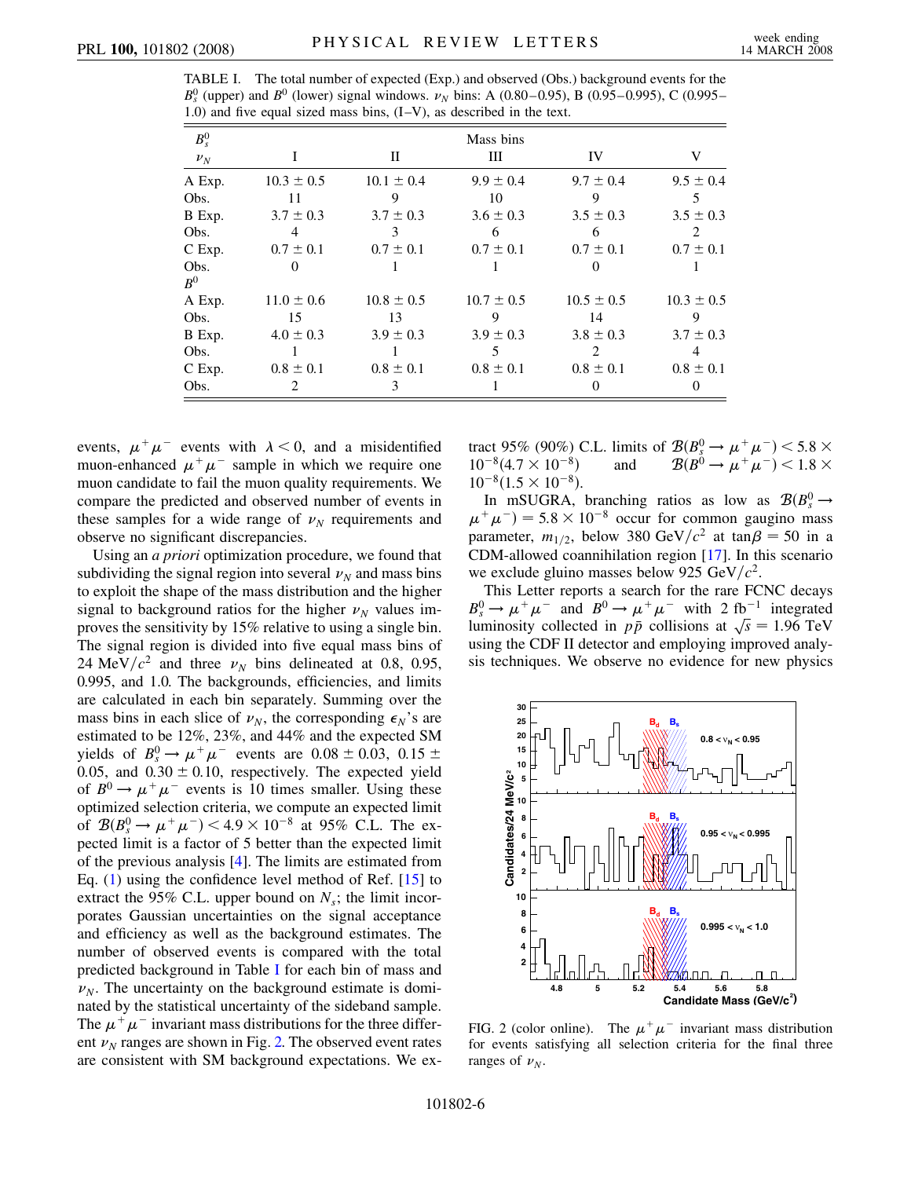TABLE I. The total number of expected (Exp.) and observed (Obs.) background events for the $B_s^0$ (upper) and $B^0$ (lower) signal windows. $\nu_N$ bins: A (0.80–0.95), B (0.95–0.995), C (0.995–1.0) and five equal sized mass bins, (I–V), as described in the text.

| $B_s^0$ | Mass bins | | | | |
|---|---|---|---|---|---|
| $\nu_N$ | I | II | III | IV | V |
| A Exp. | $10.3 \pm 0.5$ | $10.1 \pm 0.4$ | $9.9 \pm 0.4$ | $9.7 \pm 0.4$ | $9.5 \pm 0.4$ |
| Obs. | 11 | 9 | 10 | 9 | 5 |
| B Exp. | $3.7 \pm 0.3$ | $3.7 \pm 0.3$ | $3.6 \pm 0.3$ | $3.5 \pm 0.3$ | $3.5 \pm 0.3$ |
| Obs. | 4 | 3 | 6 | 6 | 2 |
| C Exp. | $0.7 \pm 0.1$ | $0.7 \pm 0.1$ | $0.7 \pm 0.1$ | $0.7 \pm 0.1$ | $0.7 \pm 0.1$ |
| Obs. | 0 | 1 | 1 | 0 | 1 |
| $B^0$ | | | | | |
| A Exp. | $11.0 \pm 0.6$ | $10.8 \pm 0.5$ | $10.7 \pm 0.5$ | $10.5 \pm 0.5$ | $10.3 \pm 0.5$ |
| Obs. | 15 | 13 | 9 | 14 | 9 |
| B Exp. | $4.0 \pm 0.3$ | $3.9 \pm 0.3$ | $3.9 \pm 0.3$ | $3.8 \pm 0.3$ | $3.7 \pm 0.3$ |
| Obs. | 1 | 1 | 5 | 2 | 4 |
| C Exp. | $0.8 \pm 0.1$ | $0.8 \pm 0.1$ | $0.8 \pm 0.1$ | $0.8 \pm 0.1$ | $0.8 \pm 0.1$ |
| Obs. | 2 | 3 | 1 | 0 | 0 |

events, $\mu^+\mu^-$ events with $\lambda < 0$, and a misidentified muon-enhanced $\mu^+\mu^-$ sample in which we require one muon candidate to fail the muon quality requirements. We compare the predicted and observed number of events in these samples for a wide range of $\nu_N$ requirements and observe no significant discrepancies.

Using an *a priori* optimization procedure, we found that subdividing the signal region into several $\nu_N$ and mass bins to exploit the shape of the mass distribution and the higher signal to background ratios for the higher $\nu_N$ values improves the sensitivity by 15% relative to using a single bin. The signal region is divided into five equal mass bins of 24 MeV/$c^2$ and three $\nu_N$ bins delineated at 0.8, 0.95, 0.995, and 1.0. The backgrounds, efficiencies, and limits are calculated in each bin separately. Summing over the mass bins in each slice of $\nu_N$, the corresponding $\epsilon_N$'s are estimated to be 12%, 23%, and 44% and the expected SM yields of $B_s^0 \to \mu^+\mu^-$ events are $0.08 \pm 0.03$, $0.15 \pm 0.05$, and $0.30 \pm 0.10$, respectively. The expected yield of $B^0 \to \mu^+\mu^-$ events is 10 times smaller. Using these optimized selection criteria, we compute an expected limit of $\mathcal{B}(B_s^0 \to \mu^+\mu^-) < 4.9 \times 10^{-8}$ at 95% C.L. The expected limit is a factor of 5 better than the expected limit of the previous analysis [4]. The limits are estimated from Eq. (1) using the confidence level method of Ref. [15] to extract the 95% C.L. upper bound on $N_s$; the limit incorporates Gaussian uncertainties on the signal acceptance and efficiency as well as the background estimates. The number of observed events is compared with the total predicted background in Table I for each bin of mass and $\nu_N$. The uncertainty on the background estimate is dominated by the statistical uncertainty of the sideband sample. The $\mu^+\mu^-$ invariant mass distributions for the three different $\nu_N$ ranges are shown in Fig. 2. The observed event rates are consistent with SM background expectations. We extract 95% (90%) C.L. limits of $\mathcal{B}(B_s^0 \to \mu^+\mu^-) < 5.8 \times 10^{-8} (4.7 \times 10^{-8})$ and $\mathcal{B}(B^0 \to \mu^+\mu^-) < 1.8 \times 10^{-8} (1.5 \times 10^{-8})$.

In mSUGRA, branching ratios as low as $\mathcal{B}(B_s^0 \to \mu^+\mu^-) = 5.8 \times 10^{-8}$ occur for common gaugino mass parameter, $m_{1/2}$, below 380 GeV/$c^2$ at $\tan\beta = 50$ in a CDM-allowed coannihilation region [17]. In this scenario we exclude gluino masses below 925 GeV/$c^2$.

This Letter reports a search for the rare FCNC decays $B_s^0 \to \mu^+\mu^-$ and $B^0 \to \mu^+\mu^-$ with 2 fb$^{-1}$ integrated luminosity collected in $p\bar{p}$ collisions at $\sqrt{s} = 1.96$ TeV using the CDF II detector and employing improved analysis techniques. We observe no evidence for new physics

FIG. 2 (color online). The $\mu^+\mu^-$ invariant mass distribution for events satisfying all selection criteria for the final three ranges of $\nu_N$.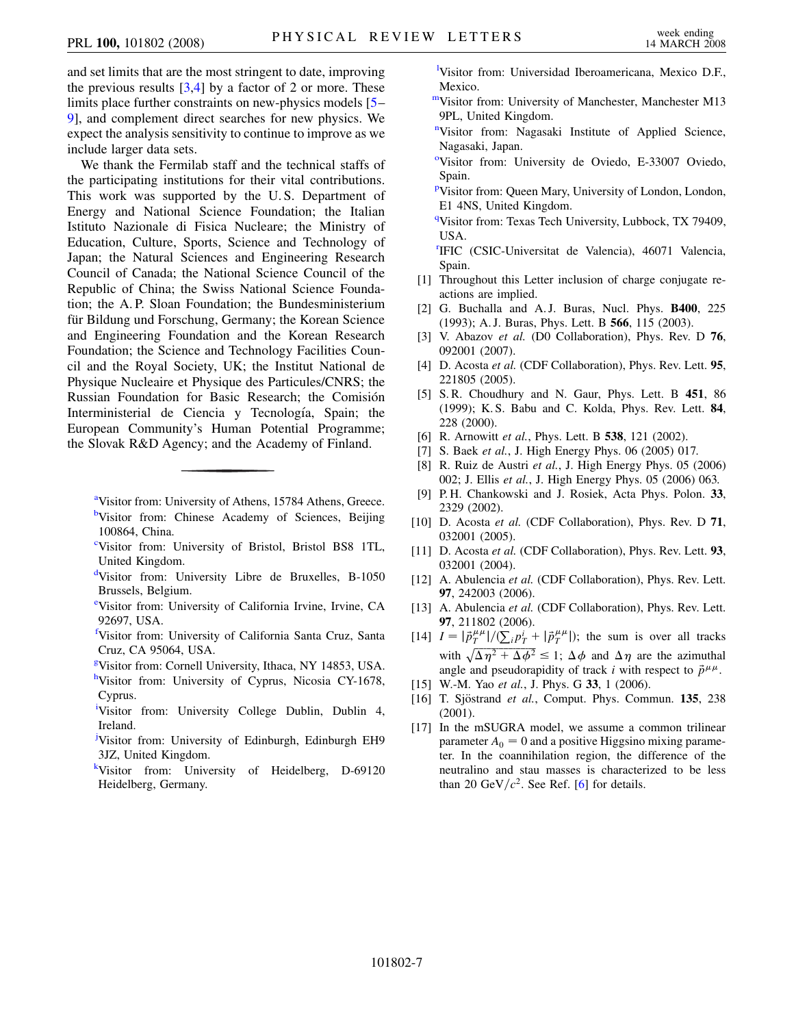and set limits that are the most stringent to date, improving the previous results [3,4] by a factor of 2 or more. These limits place further constraints on new-physics models [5–9], and complement direct searches for new physics. We expect the analysis sensitivity to continue to improve as we include larger data sets.

We thank the Fermilab staff and the technical staffs of the participating institutions for their vital contributions. This work was supported by the U. S. Department of Energy and National Science Foundation; the Italian Istituto Nazionale di Fisica Nucleare; the Ministry of Education, Culture, Sports, Science and Technology of Japan; the Natural Sciences and Engineering Research Council of Canada; the National Science Council of the Republic of China; the Swiss National Science Foundation; the A. P. Sloan Foundation; the Bundesministerium für Bildung und Forschung, Germany; the Korean Science and Engineering Foundation and the Korean Research Foundation; the Science and Technology Facilities Council and the Royal Society, UK; the Institut National de Physique Nucleaire et Physique des Particules/CNRS; the Russian Foundation for Basic Research; the Comisión Interministerial de Ciencia y Tecnología, Spain; the European Community's Human Potential Programme; the Slovak R&D Agency; and the Academy of Finland.

---

[a]Visitor from: University of Athens, 15784 Athens, Greece.
[b]Visitor from: Chinese Academy of Sciences, Beijing 100864, China.
[c]Visitor from: University of Bristol, Bristol BS8 1TL, United Kingdom.
[d]Visitor from: University Libre de Bruxelles, B-1050 Brussels, Belgium.
[e]Visitor from: University of California Irvine, Irvine, CA 92697, USA.
[f]Visitor from: University of California Santa Cruz, Santa Cruz, CA 95064, USA.
[g]Visitor from: Cornell University, Ithaca, NY 14853, USA.
[h]Visitor from: University of Cyprus, Nicosia CY-1678, Cyprus.
[i]Visitor from: University College Dublin, Dublin 4, Ireland.
[j]Visitor from: University of Edinburgh, Edinburgh EH9 3JZ, United Kingdom.
[k]Visitor from: University of Heidelberg, D-69120 Heidelberg, Germany.
[l]Visitor from: Universidad Iberoamericana, Mexico D.F., Mexico.
[m]Visitor from: University of Manchester, Manchester M13 9PL, United Kingdom.
[n]Visitor from: Nagasaki Institute of Applied Science, Nagasaki, Japan.
[o]Visitor from: University de Oviedo, E-33007 Oviedo, Spain.
[p]Visitor from: Queen Mary, University of London, London, E1 4NS, United Kingdom.
[q]Visitor from: Texas Tech University, Lubbock, TX 79409, USA.
[r]IFIC (CSIC-Universitat de Valencia), 46071 Valencia, Spain.

[1] Throughout this Letter inclusion of charge conjugate reactions are implied.

[2] G. Buchalla and A. J. Buras, Nucl. Phys. **B400**, 225 (1993); A. J. Buras, Phys. Lett. B **566**, 115 (2003).

[3] V. Abazov *et al.* (D0 Collaboration), Phys. Rev. D **76**, 092001 (2007).

[4] D. Acosta *et al.* (CDF Collaboration), Phys. Rev. Lett. **95**, 221805 (2005).

[5] S. R. Choudhury and N. Gaur, Phys. Lett. B **451**, 86 (1999); K. S. Babu and C. Kolda, Phys. Rev. Lett. **84**, 228 (2000).

[6] R. Arnowitt *et al.*, Phys. Lett. B **538**, 121 (2002).

[7] S. Baek *et al.*, J. High Energy Phys. 06 (2005) 017.

[8] R. Ruiz de Austri *et al.*, J. High Energy Phys. 05 (2006) 002; J. Ellis *et al.*, J. High Energy Phys. 05 (2006) 063.

[9] P. H. Chankowski and J. Rosiek, Acta Phys. Polon. **33**, 2329 (2002).

[10] D. Acosta *et al.* (CDF Collaboration), Phys. Rev. D **71**, 032001 (2005).

[11] D. Acosta *et al.* (CDF Collaboration), Phys. Rev. Lett. **93**, 032001 (2004).

[12] A. Abulencia *et al.* (CDF Collaboration), Phys. Rev. Lett. **97**, 242003 (2006).

[13] A. Abulencia *et al.* (CDF Collaboration), Phys. Rev. Lett. **97**, 211802 (2006).

[14] $I = |\vec{p}_T^{\,\mu\mu}|/(\sum_i p_T^i + |\vec{p}_T^{\,\mu\mu}|)$; the sum is over all tracks with $\sqrt{\Delta\eta^2 + \Delta\phi^2} \leq 1$; $\Delta\phi$ and $\Delta\eta$ are the azimuthal angle and pseudorapidity of track $i$ with respect to $\vec{p}^{\,\mu\mu}$.

[15] W.-M. Yao *et al.*, J. Phys. G **33**, 1 (2006).

[16] T. Sjöstrand *et al.*, Comput. Phys. Commun. **135**, 238 (2001).

[17] In the mSUGRA model, we assume a common trilinear parameter $A_0 = 0$ and a positive Higgsino mixing parameter. In the coannihilation region, the difference of the neutralino and stau masses is characterized to be less than 20 GeV$/c^2$. See Ref. [6] for details.